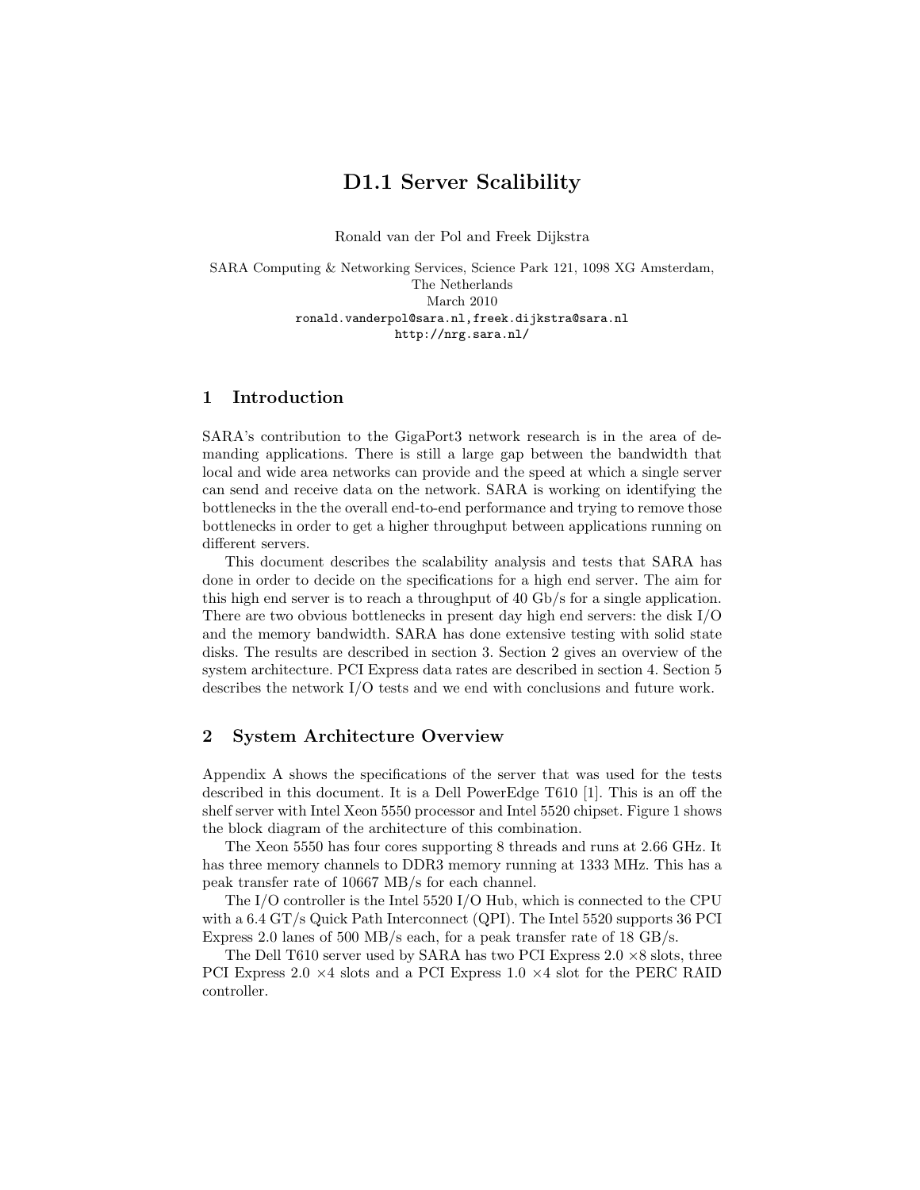# D1.1 Server Scalibility

Ronald van der Pol and Freek Dijkstra

SARA Computing & Networking Services, Science Park 121, 1098 XG Amsterdam, The Netherlands
March 2010
ronald.vanderpol@sara.nl, freek.dijkstra@sara.nl
http://nrg.sara.nl/

## 1 Introduction

SARA's contribution to the GigaPort3 network research is in the area of demanding applications. There is still a large gap between the bandwidth that local and wide area networks can provide and the speed at which a single server can send and receive data on the network. SARA is working on identifying the bottlenecks in the the overall end-to-end performance and trying to remove those bottlenecks in order to get a higher throughput between applications running on different servers.

This document describes the scalability analysis and tests that SARA has done in order to decide on the specifications for a high end server. The aim for this high end server is to reach a throughput of 40 Gb/s for a single application. There are two obvious bottlenecks in present day high end servers: the disk I/O and the memory bandwidth. SARA has done extensive testing with solid state disks. The results are described in section 3. Section 2 gives an overview of the system architecture. PCI Express data rates are described in section 4. Section 5 describes the network I/O tests and we end with conclusions and future work.

## 2 System Architecture Overview

Appendix A shows the specifications of the server that was used for the tests described in this document. It is a Dell PowerEdge T610 [1]. This is an off the shelf server with Intel Xeon 5550 processor and Intel 5520 chipset. Figure 1 shows the block diagram of the architecture of this combination.

The Xeon 5550 has four cores supporting 8 threads and runs at 2.66 GHz. It has three memory channels to DDR3 memory running at 1333 MHz. This has a peak transfer rate of 10667 MB/s for each channel.

The I/O controller is the Intel 5520 I/O Hub, which is connected to the CPU with a 6.4 GT/s Quick Path Interconnect (QPI). The Intel 5520 supports 36 PCI Express 2.0 lanes of 500 MB/s each, for a peak transfer rate of 18 GB/s.

The Dell T610 server used by SARA has two PCI Express 2.0 $\times 8$ slots, three PCI Express 2.0 $\times 4$ slots and a PCI Express 1.0 $\times 4$ slot for the PERC RAID controller.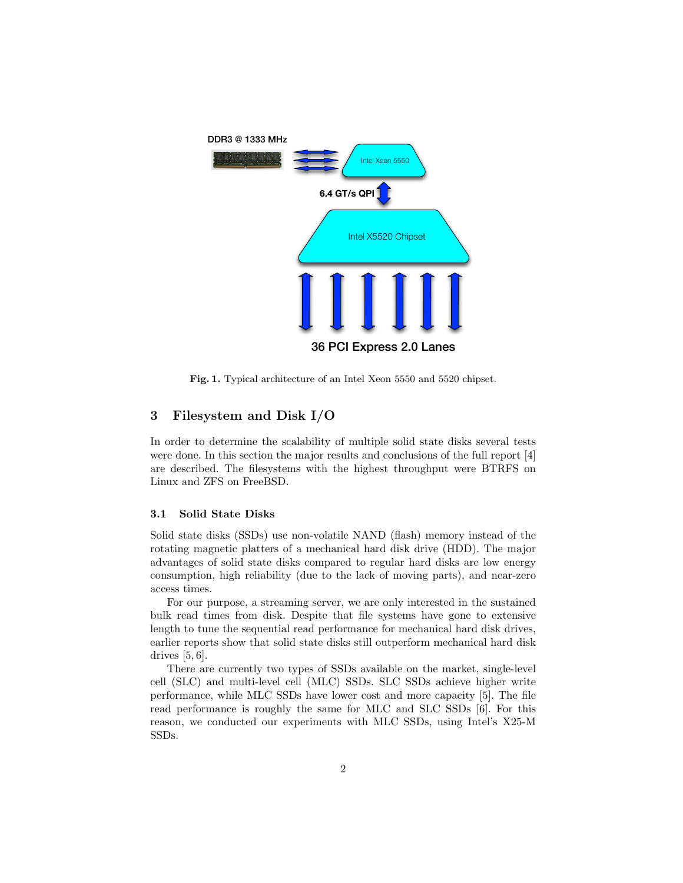DDR3 @ 1333 MHz

Intel Xeon 5550

6.4 GT/s QPI

Intel X5520 Chipset

36 PCI Express 2.0 Lanes

**Fig. 1.** Typical architecture of an Intel Xeon 5550 and 5520 chipset.

## 3 Filesystem and Disk I/O

In order to determine the scalability of multiple solid state disks several tests were done. In this section the major results and conclusions of the full report [4] are described. The filesystems with the highest throughput were BTRFS on Linux and ZFS on FreeBSD.

### 3.1 Solid State Disks

Solid state disks (SSDs) use non-volatile NAND (flash) memory instead of the rotating magnetic platters of a mechanical hard disk drive (HDD). The major advantages of solid state disks compared to regular hard disks are low energy consumption, high reliability (due to the lack of moving parts), and near-zero access times.

For our purpose, a streaming server, we are only interested in the sustained bulk read times from disk. Despite that file systems have gone to extensive length to tune the sequential read performance for mechanical hard disk drives, earlier reports show that solid state disks still outperform mechanical hard disk drives [5, 6].

There are currently two types of SSDs available on the market, single-level cell (SLC) and multi-level cell (MLC) SSDs. SLC SSDs achieve higher write performance, while MLC SSDs have lower cost and more capacity [5]. The file read performance is roughly the same for MLC and SLC SSDs [6]. For this reason, we conducted our experiments with MLC SSDs, using Intel's X25-M SSDs.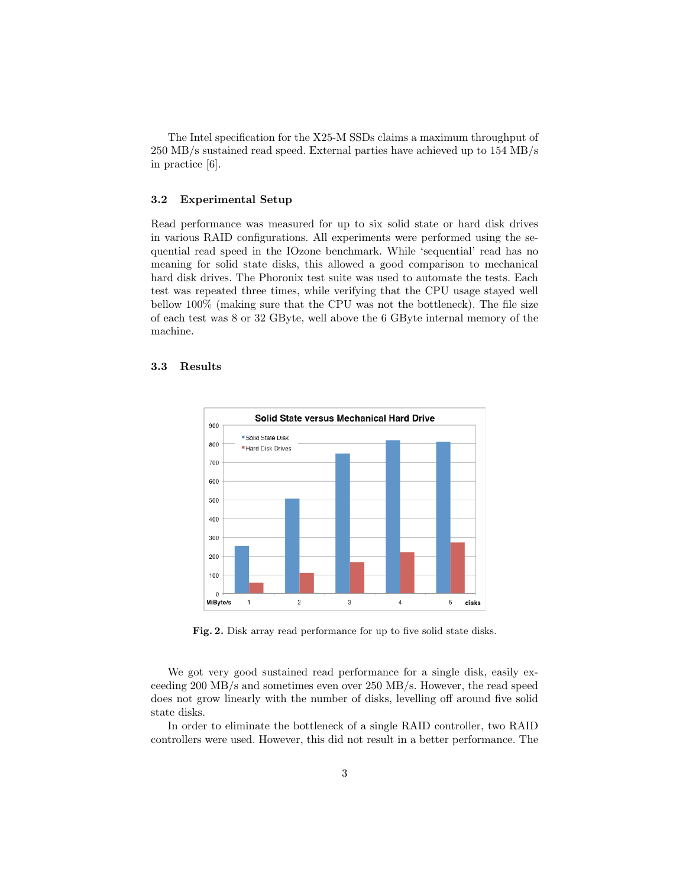The Intel specification for the X25-M SSDs claims a maximum throughput of 250 MB/s sustained read speed. External parties have achieved up to 154 MB/s in practice [6].

### 3.2 Experimental Setup

Read performance was measured for up to six solid state or hard disk drives in various RAID configurations. All experiments were performed using the sequential read speed in the IOzone benchmark. While 'sequential' read has no meaning for solid state disks, this allowed a good comparison to mechanical hard disk drives. The Phoronix test suite was used to automate the tests. Each test was repeated three times, while verifying that the CPU usage stayed well bellow 100% (making sure that the CPU was not the bottleneck). The file size of each test was 8 or 32 GByte, well above the 6 GByte internal memory of the machine.

### 3.3 Results

**Fig. 2.** Disk array read performance for up to five solid state disks.

We got very good sustained read performance for a single disk, easily exceeding 200 MB/s and sometimes even over 250 MB/s. However, the read speed does not grow linearly with the number of disks, levelling off around five solid state disks.

In order to eliminate the bottleneck of a single RAID controller, two RAID controllers were used. However, this did not result in a better performance. The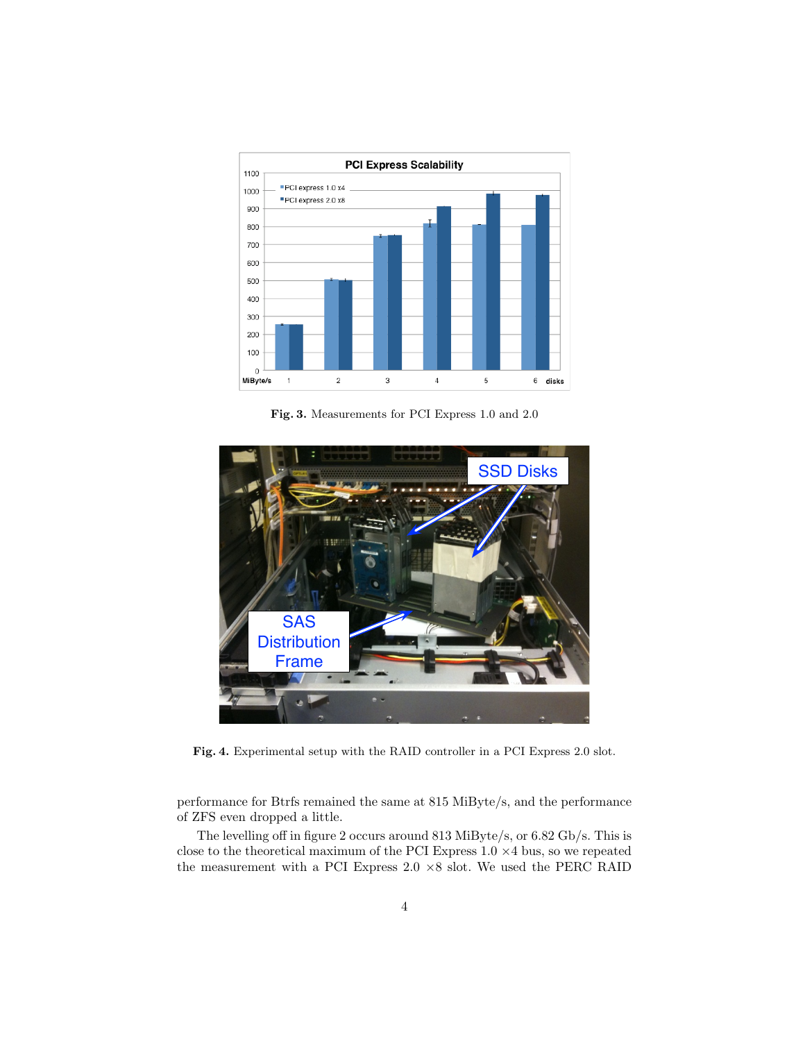Fig. 3. Measurements for PCI Express 1.0 and 2.0

Fig. 4. Experimental setup with the RAID controller in a PCI Express 2.0 slot.

performance for Btrfs remained the same at 815 MiByte/s, and the performance of ZFS even dropped a little.

The levelling off in figure 2 occurs around 813 MiByte/s, or 6.82 Gb/s. This is close to the theoretical maximum of the PCI Express 1.0 $\times 4$ bus, so we repeated the measurement with a PCI Express 2.0 $\times 8$ slot. We used the PERC RAID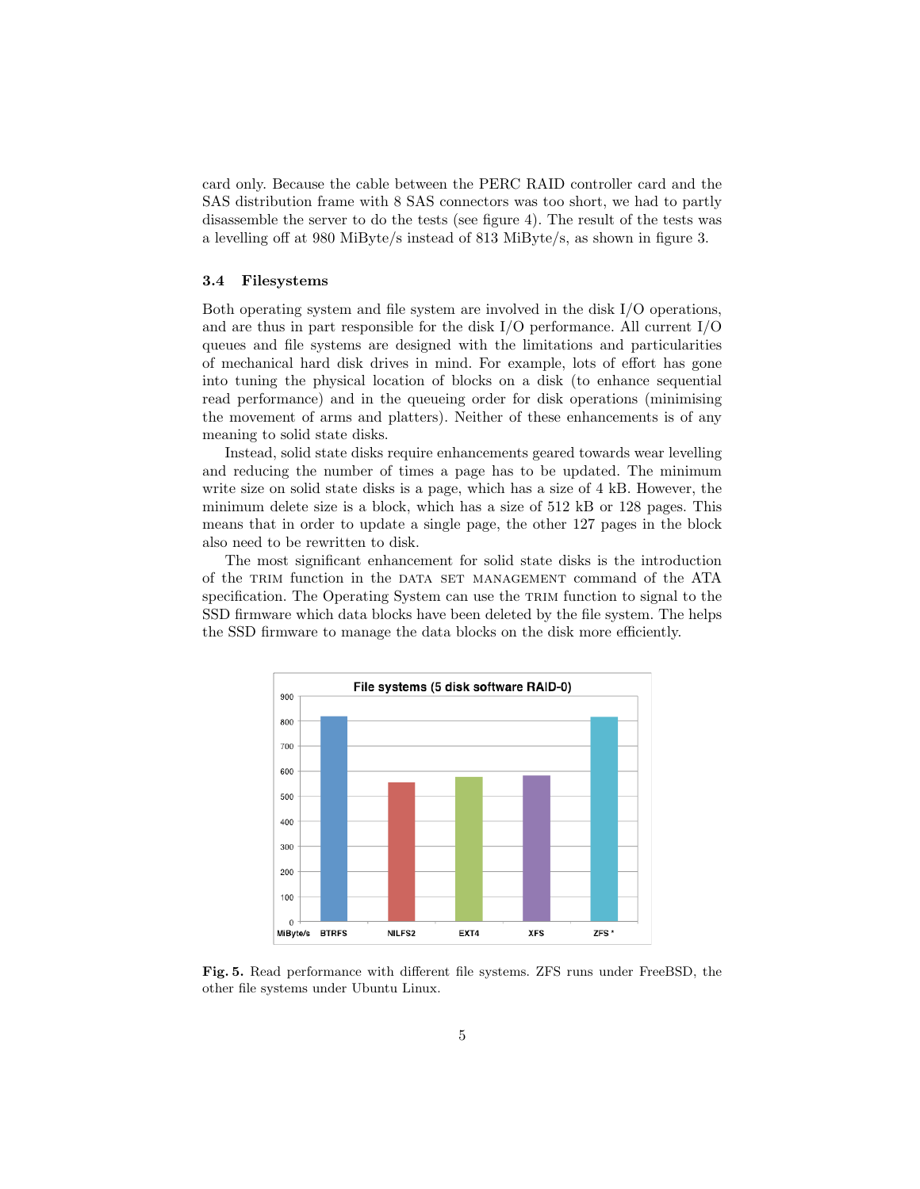card only. Because the cable between the PERC RAID controller card and the SAS distribution frame with 8 SAS connectors was too short, we had to partly disassemble the server to do the tests (see figure 4). The result of the tests was a levelling off at 980 MiByte/s instead of 813 MiByte/s, as shown in figure 3.

### 3.4 Filesystems

Both operating system and file system are involved in the disk I/O operations, and are thus in part responsible for the disk I/O performance. All current I/O queues and file systems are designed with the limitations and particularities of mechanical hard disk drives in mind. For example, lots of effort has gone into tuning the physical location of blocks on a disk (to enhance sequential read performance) and in the queueing order for disk operations (minimising the movement of arms and platters). Neither of these enhancements is of any meaning to solid state disks.

Instead, solid state disks require enhancements geared towards wear levelling and reducing the number of times a page has to be updated. The minimum write size on solid state disks is a page, which has a size of 4 kB. However, the minimum delete size is a block, which has a size of 512 kB or 128 pages. This means that in order to update a single page, the other 127 pages in the block also need to be rewritten to disk.

The most significant enhancement for solid state disks is the introduction of the TRIM function in the DATA SET MANAGEMENT command of the ATA specification. The Operating System can use the TRIM function to signal to the SSD firmware which data blocks have been deleted by the file system. The helps the SSD firmware to manage the data blocks on the disk more efficiently.

**Fig. 5.** Read performance with different file systems. ZFS runs under FreeBSD, the other file systems under Ubuntu Linux.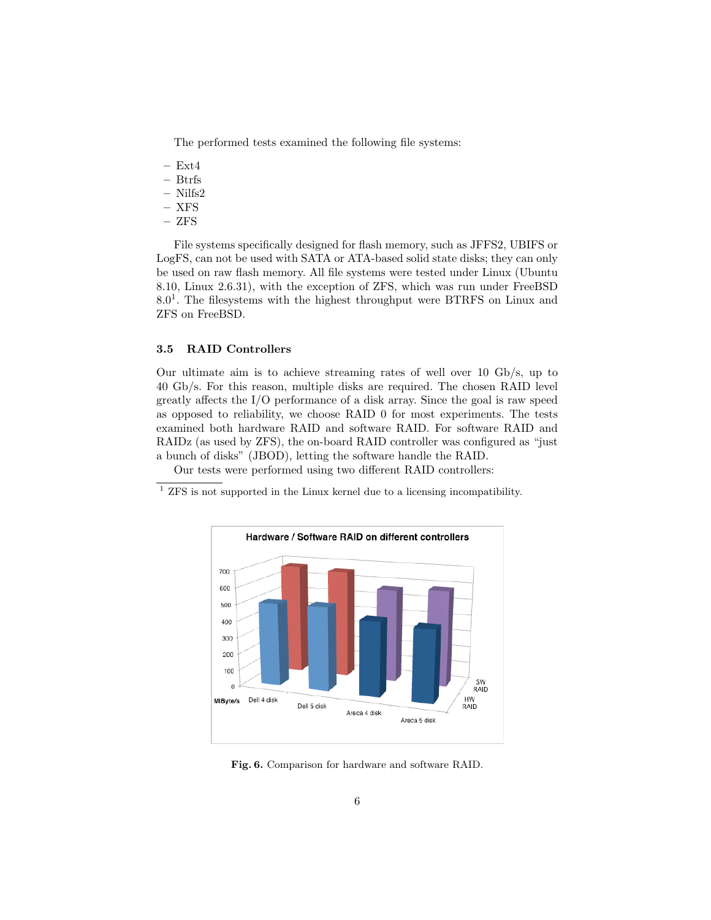The performed tests examined the following file systems:

- Ext4
- Btrfs
- Nilfs2
- XFS
- ZFS

File systems specifically designed for flash memory, such as JFFS2, UBIFS or LogFS, can not be used with SATA or ATA-based solid state disks; they can only be used on raw flash memory. All file systems were tested under Linux (Ubuntu 8.10, Linux 2.6.31), with the exception of ZFS, which was run under FreeBSD 8.0[1]. The filesystems with the highest throughput were BTRFS on Linux and ZFS on FreeBSD.

### 3.5 RAID Controllers

Our ultimate aim is to achieve streaming rates of well over 10 Gb/s, up to 40 Gb/s. For this reason, multiple disks are required. The chosen RAID level greatly affects the I/O performance of a disk array. Since the goal is raw speed as opposed to reliability, we choose RAID 0 for most experiments. The tests examined both hardware RAID and software RAID. For software RAID and RAIDz (as used by ZFS), the on-board RAID controller was configured as "just a bunch of disks" (JBOD), letting the software handle the RAID.

Our tests were performed using two different RAID controllers:

[1] ZFS is not supported in the Linux kernel due to a licensing incompatibility.

Fig. 6. Comparison for hardware and software RAID.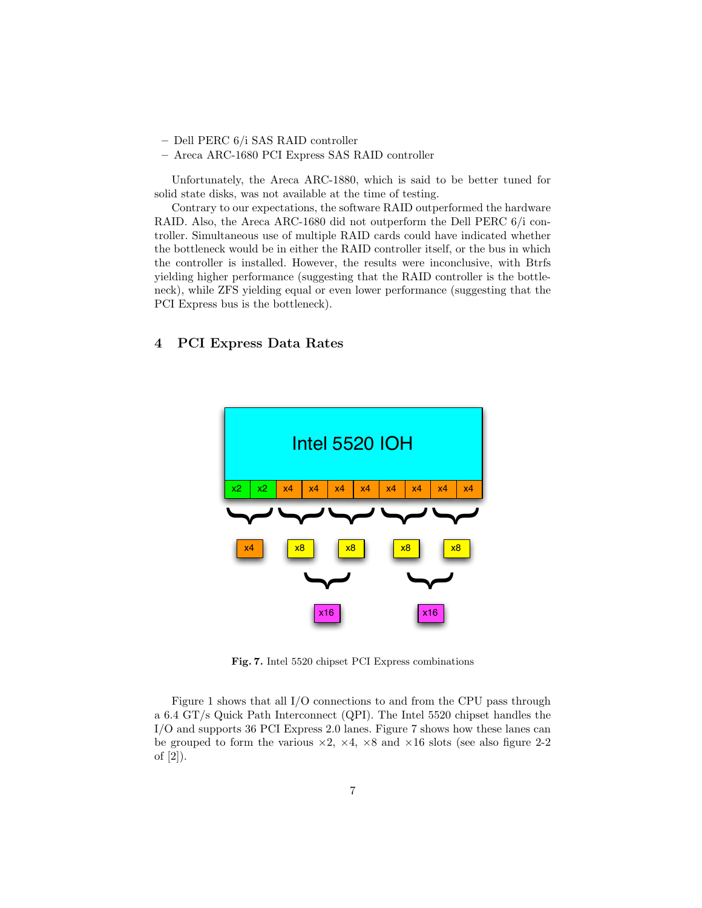– Dell PERC 6/i SAS RAID controller
– Areca ARC-1680 PCI Express SAS RAID controller

Unfortunately, the Areca ARC-1880, which is said to be better tuned for solid state disks, was not available at the time of testing.

Contrary to our expectations, the software RAID outperformed the hardware RAID. Also, the Areca ARC-1680 did not outperform the Dell PERC 6/i controller. Simultaneous use of multiple RAID cards could have indicated whether the bottleneck would be in either the RAID controller itself, or the bus in which the controller is installed. However, the results were inconclusive, with Btrfs yielding higher performance (suggesting that the RAID controller is the bottleneck), while ZFS yielding equal or even lower performance (suggesting that the PCI Express bus is the bottleneck).

## 4 PCI Express Data Rates

**Fig. 7.** Intel 5520 chipset PCI Express combinations

Figure 1 shows that all I/O connections to and from the CPU pass through a 6.4 GT/s Quick Path Interconnect (QPI). The Intel 5520 chipset handles the I/O and supports 36 PCI Express 2.0 lanes. Figure 7 shows how these lanes can be grouped to form the various $\times 2$, $\times 4$, $\times 8$ and $\times 16$ slots (see also figure 2-2 of [2]).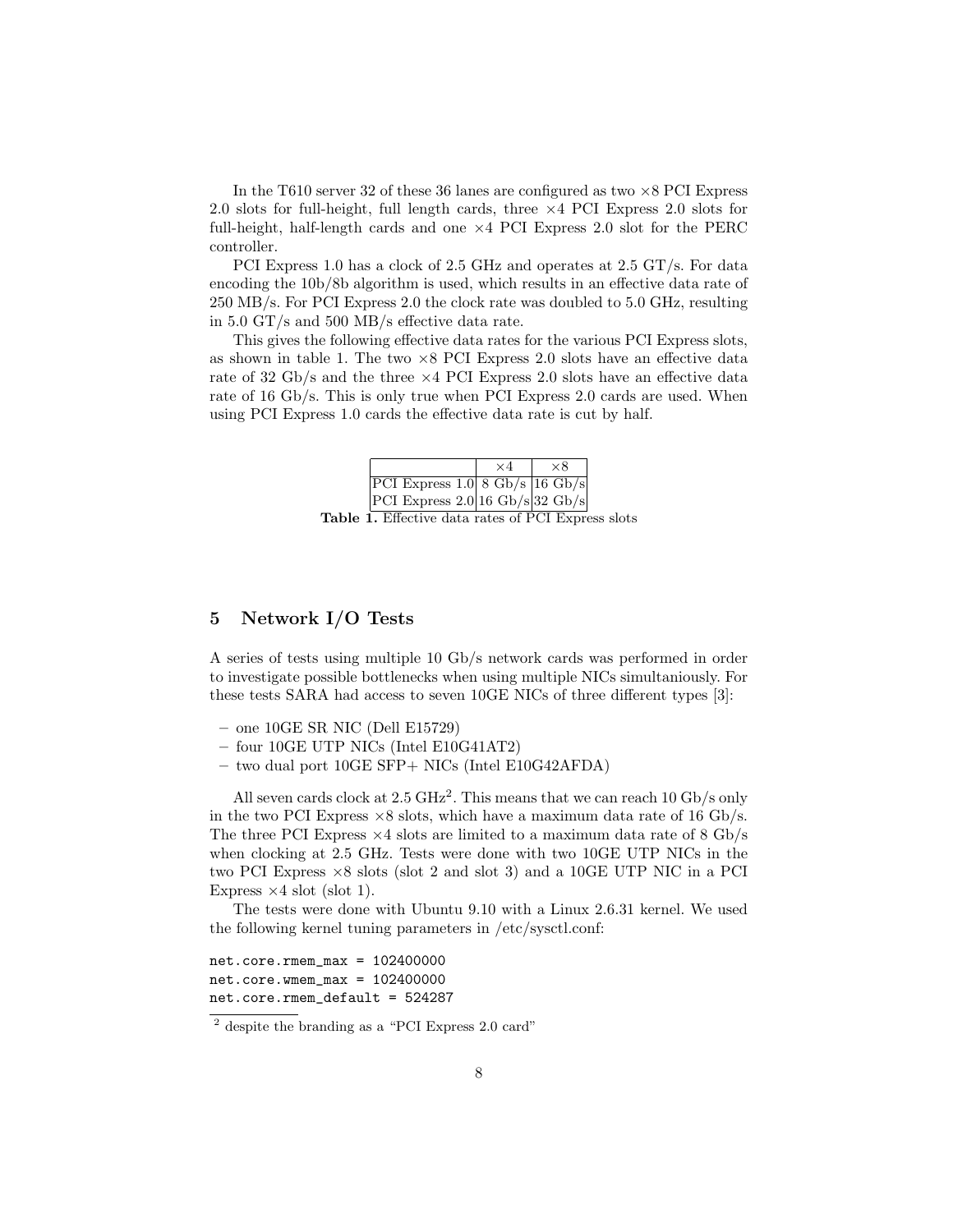In the T610 server 32 of these 36 lanes are configured as two ×8 PCI Express 2.0 slots for full-height, full length cards, three ×4 PCI Express 2.0 slots for full-height, half-length cards and one ×4 PCI Express 2.0 slot for the PERC controller.

PCI Express 1.0 has a clock of 2.5 GHz and operates at 2.5 GT/s. For data encoding the 10b/8b algorithm is used, which results in an effective data rate of 250 MB/s. For PCI Express 2.0 the clock rate was doubled to 5.0 GHz, resulting in 5.0 GT/s and 500 MB/s effective data rate.

This gives the following effective data rates for the various PCI Express slots, as shown in table 1. The two ×8 PCI Express 2.0 slots have an effective data rate of 32 Gb/s and the three ×4 PCI Express 2.0 slots have an effective data rate of 16 Gb/s. This is only true when PCI Express 2.0 cards are used. When using PCI Express 1.0 cards the effective data rate is cut by half.

| | ×4 | ×8 |
|---|---|---|
| PCI Express 1.0 | 8 Gb/s | 16 Gb/s |
| PCI Express 2.0 | 16 Gb/s | 32 Gb/s |

**Table 1.** Effective data rates of PCI Express slots

## 5 Network I/O Tests

A series of tests using multiple 10 Gb/s network cards was performed in order to investigate possible bottlenecks when using multiple NICs simultaniously. For these tests SARA had access to seven 10GE NICs of three different types [3]:

- one 10GE SR NIC (Dell E15729)
- four 10GE UTP NICs (Intel E10G41AT2)
- two dual port 10GE SFP+ NICs (Intel E10G42AFDA)

All seven cards clock at 2.5 GHz[2]. This means that we can reach 10 Gb/s only in the two PCI Express ×8 slots, which have a maximum data rate of 16 Gb/s. The three PCI Express ×4 slots are limited to a maximum data rate of 8 Gb/s when clocking at 2.5 GHz. Tests were done with two 10GE UTP NICs in the two PCI Express ×8 slots (slot 2 and slot 3) and a 10GE UTP NIC in a PCI Express ×4 slot (slot 1).

The tests were done with Ubuntu 9.10 with a Linux 2.6.31 kernel. We used the following kernel tuning parameters in /etc/sysctl.conf:

```
net.core.rmem_max = 102400000
net.core.wmem_max = 102400000
net.core.rmem_default = 524287
```

[2] despite the branding as a "PCI Express 2.0 card"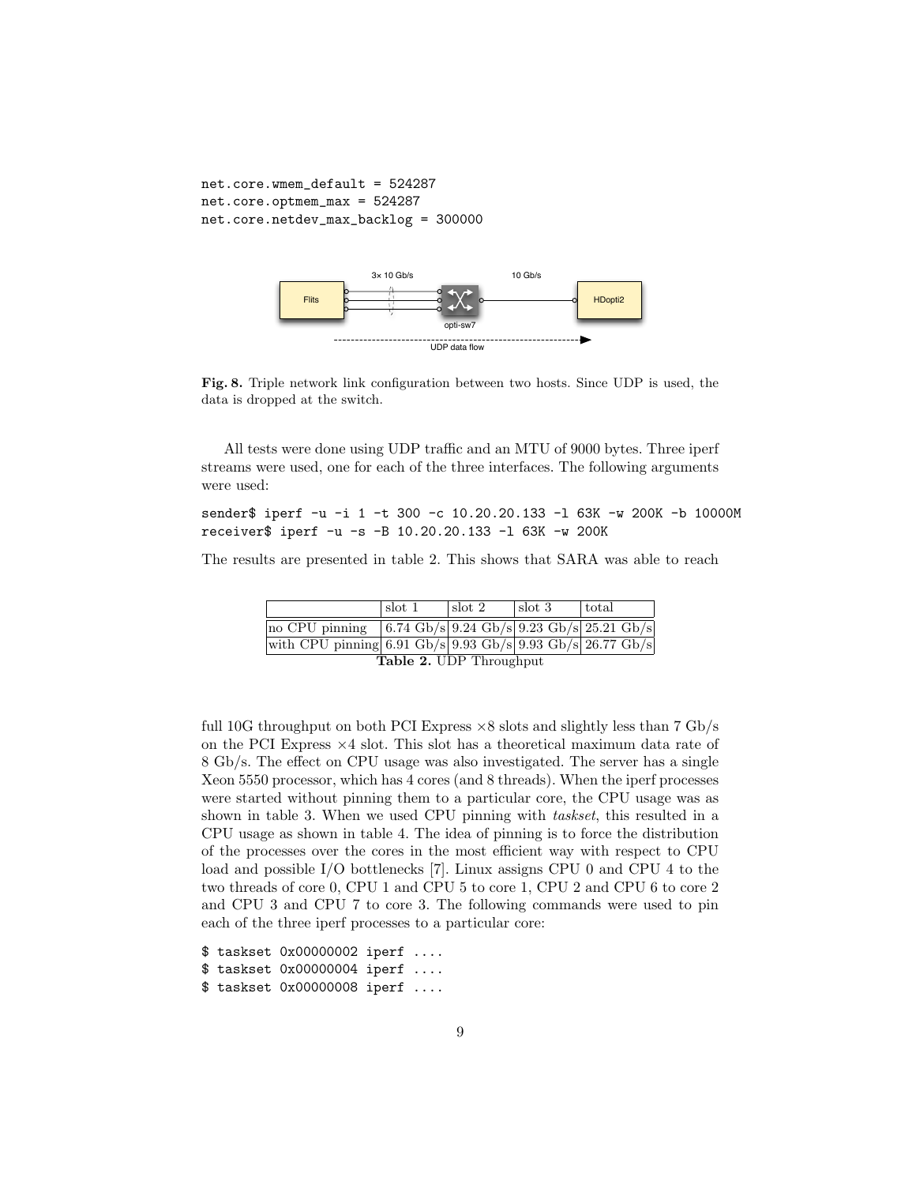```
net.core.wmem_default = 524287
net.core.optmem_max = 524287
net.core.netdev_max_backlog = 300000
```

**Fig. 8.** Triple network link configuration between two hosts. Since UDP is used, the data is dropped at the switch.

All tests were done using UDP traffic and an MTU of 9000 bytes. Three iperf streams were used, one for each of the three interfaces. The following arguments were used:

```
sender$ iperf -u -i 1 -t 300 -c 10.20.20.133 -l 63K -w 200K -b 10000M
receiver$ iperf -u -s -B 10.20.20.133 -l 63K -w 200K
```

The results are presented in table 2. This shows that SARA was able to reach

| | slot 1 | slot 2 | slot 3 | total |
|---|---|---|---|---|
| no CPU pinning | 6.74 Gb/s | 9.24 Gb/s | 9.23 Gb/s | 25.21 Gb/s |
| with CPU pinning | 6.91 Gb/s | 9.93 Gb/s | 9.93 Gb/s | 26.77 Gb/s |

**Table 2.** UDP Throughput

full 10G throughput on both PCI Express $\times 8$ slots and slightly less than 7 Gb/s on the PCI Express $\times 4$ slot. This slot has a theoretical maximum data rate of 8 Gb/s. The effect on CPU usage was also investigated. The server has a single Xeon 5550 processor, which has 4 cores (and 8 threads). When the iperf processes were started without pinning them to a particular core, the CPU usage was as shown in table 3. When we used CPU pinning with *taskset*, this resulted in a CPU usage as shown in table 4. The idea of pinning is to force the distribution of the processes over the cores in the most efficient way with respect to CPU load and possible I/O bottlenecks [7]. Linux assigns CPU 0 and CPU 4 to the two threads of core 0, CPU 1 and CPU 5 to core 1, CPU 2 and CPU 6 to core 2 and CPU 3 and CPU 7 to core 3. The following commands were used to pin each of the three iperf processes to a particular core:

```
$ taskset 0x00000002 iperf ....
$ taskset 0x00000004 iperf ....
$ taskset 0x00000008 iperf ....
```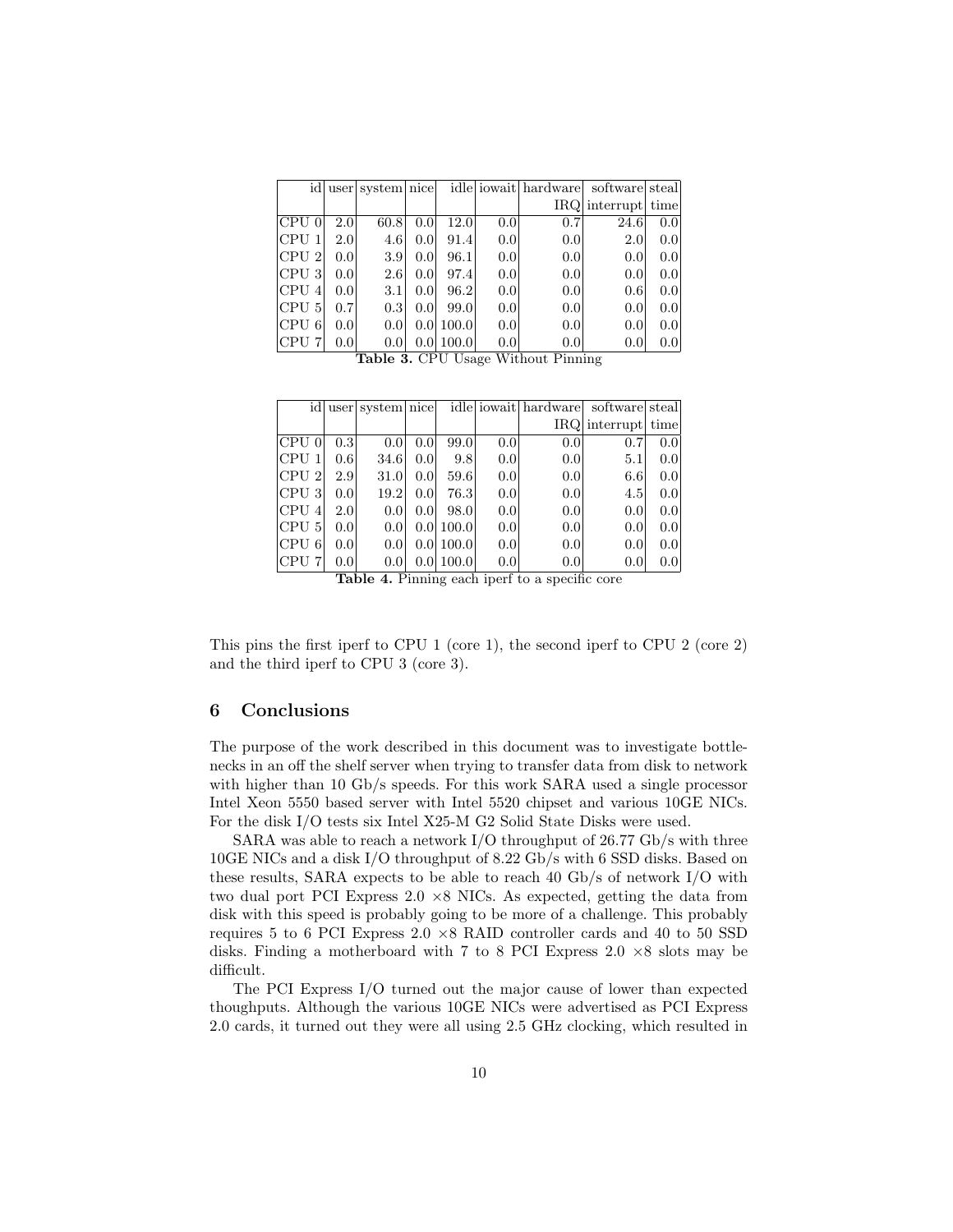| id | user | system | nice | idle | iowait | hardware IRQ | software interrupt | steal time |
|---|---|---|---|---|---|---|---|---|
| CPU 0 | 2.0 | 60.8 | 0.0 | 12.0 | 0.0 | 0.7 | 24.6 | 0.0 |
| CPU 1 | 2.0 | 4.6 | 0.0 | 91.4 | 0.0 | 0.0 | 2.0 | 0.0 |
| CPU 2 | 0.0 | 3.9 | 0.0 | 96.1 | 0.0 | 0.0 | 0.0 | 0.0 |
| CPU 3 | 0.0 | 2.6 | 0.0 | 97.4 | 0.0 | 0.0 | 0.0 | 0.0 |
| CPU 4 | 0.0 | 3.1 | 0.0 | 96.2 | 0.0 | 0.0 | 0.6 | 0.0 |
| CPU 5 | 0.7 | 0.3 | 0.0 | 99.0 | 0.0 | 0.0 | 0.0 | 0.0 |
| CPU 6 | 0.0 | 0.0 | 0.0 | 100.0 | 0.0 | 0.0 | 0.0 | 0.0 |
| CPU 7 | 0.0 | 0.0 | 0.0 | 100.0 | 0.0 | 0.0 | 0.0 | 0.0 |

**Table 3.** CPU Usage Without Pinning

| id | user | system | nice | idle | iowait | hardware IRQ | software interrupt | steal time |
|---|---|---|---|---|---|---|---|---|
| CPU 0 | 0.3 | 0.0 | 0.0 | 99.0 | 0.0 | 0.0 | 0.7 | 0.0 |
| CPU 1 | 0.6 | 34.6 | 0.0 | 9.8 | 0.0 | 0.0 | 5.1 | 0.0 |
| CPU 2 | 2.9 | 31.0 | 0.0 | 59.6 | 0.0 | 0.0 | 6.6 | 0.0 |
| CPU 3 | 0.0 | 19.2 | 0.0 | 76.3 | 0.0 | 0.0 | 4.5 | 0.0 |
| CPU 4 | 2.0 | 0.0 | 0.0 | 98.0 | 0.0 | 0.0 | 0.0 | 0.0 |
| CPU 5 | 0.0 | 0.0 | 0.0 | 100.0 | 0.0 | 0.0 | 0.0 | 0.0 |
| CPU 6 | 0.0 | 0.0 | 0.0 | 100.0 | 0.0 | 0.0 | 0.0 | 0.0 |
| CPU 7 | 0.0 | 0.0 | 0.0 | 100.0 | 0.0 | 0.0 | 0.0 | 0.0 |

**Table 4.** Pinning each iperf to a specific core

This pins the first iperf to CPU 1 (core 1), the second iperf to CPU 2 (core 2) and the third iperf to CPU 3 (core 3).

## 6 Conclusions

The purpose of the work described in this document was to investigate bottlenecks in an off the shelf server when trying to transfer data from disk to network with higher than 10 Gb/s speeds. For this work SARA used a single processor Intel Xeon 5550 based server with Intel 5520 chipset and various 10GE NICs. For the disk I/O tests six Intel X25-M G2 Solid State Disks were used.

SARA was able to reach a network I/O throughput of 26.77 Gb/s with three 10GE NICs and a disk I/O throughput of 8.22 Gb/s with 6 SSD disks. Based on these results, SARA expects to be able to reach 40 Gb/s of network I/O with two dual port PCI Express 2.0 $\times 8$ NICs. As expected, getting the data from disk with this speed is probably going to be more of a challenge. This probably requires 5 to 6 PCI Express 2.0 $\times 8$ RAID controller cards and 40 to 50 SSD disks. Finding a motherboard with 7 to 8 PCI Express 2.0 $\times 8$ slots may be difficult.

The PCI Express I/O turned out the major cause of lower than expected thoughputs. Although the various 10GE NICs were advertised as PCI Express 2.0 cards, it turned out they were all using 2.5 GHz clocking, which resulted in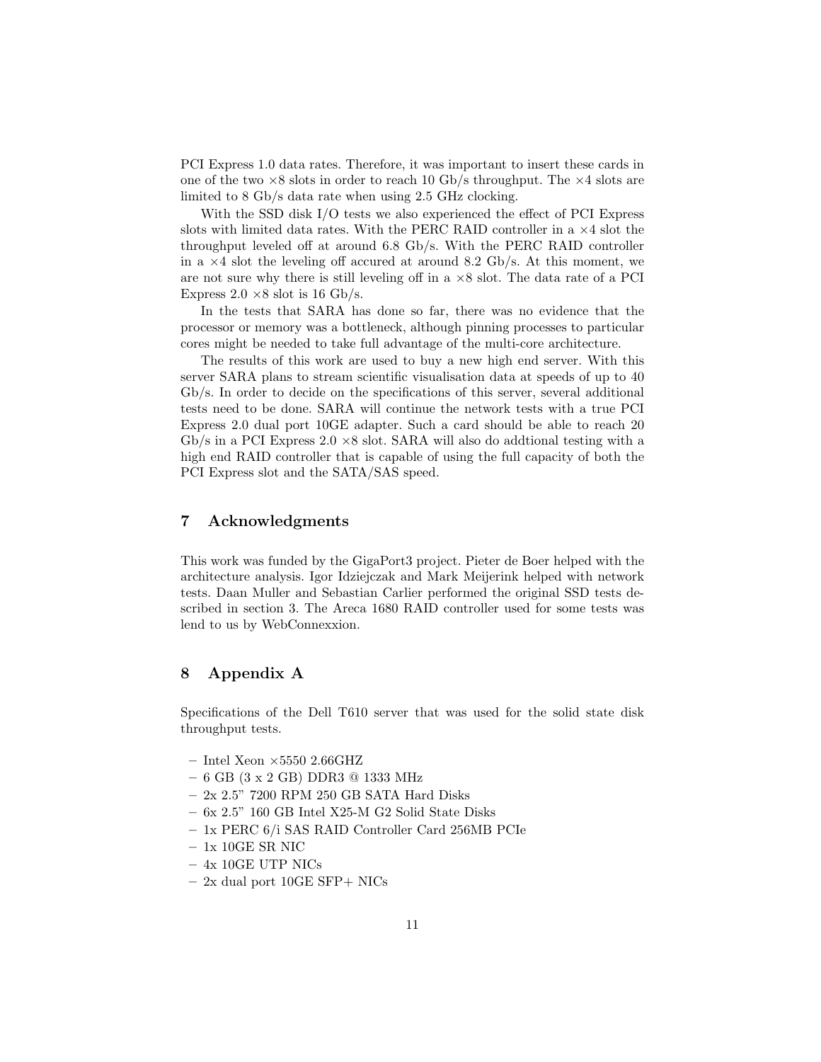PCI Express 1.0 data rates. Therefore, it was important to insert these cards in one of the two ×8 slots in order to reach 10 Gb/s throughput. The ×4 slots are limited to 8 Gb/s data rate when using 2.5 GHz clocking.

With the SSD disk I/O tests we also experienced the effect of PCI Express slots with limited data rates. With the PERC RAID controller in a ×4 slot the throughput leveled off at around 6.8 Gb/s. With the PERC RAID controller in a ×4 slot the leveling off accured at around 8.2 Gb/s. At this moment, we are not sure why there is still leveling off in a ×8 slot. The data rate of a PCI Express 2.0 ×8 slot is 16 Gb/s.

In the tests that SARA has done so far, there was no evidence that the processor or memory was a bottleneck, although pinning processes to particular cores might be needed to take full advantage of the multi-core architecture.

The results of this work are used to buy a new high end server. With this server SARA plans to stream scientific visualisation data at speeds of up to 40 Gb/s. In order to decide on the specifications of this server, several additional tests need to be done. SARA will continue the network tests with a true PCI Express 2.0 dual port 10GE adapter. Such a card should be able to reach 20 Gb/s in a PCI Express 2.0 ×8 slot. SARA will also do addtional testing with a high end RAID controller that is capable of using the full capacity of both the PCI Express slot and the SATA/SAS speed.

## 7 Acknowledgments

This work was funded by the GigaPort3 project. Pieter de Boer helped with the architecture analysis. Igor Idziejczak and Mark Meijerink helped with network tests. Daan Muller and Sebastian Carlier performed the original SSD tests described in section 3. The Areca 1680 RAID controller used for some tests was lend to us by WebConnexxion.

## 8 Appendix A

Specifications of the Dell T610 server that was used for the solid state disk throughput tests.

- Intel Xeon ×5550 2.66GHZ
- 6 GB (3 x 2 GB) DDR3 @ 1333 MHz
- 2x 2.5" 7200 RPM 250 GB SATA Hard Disks
- 6x 2.5" 160 GB Intel X25-M G2 Solid State Disks
- 1x PERC 6/i SAS RAID Controller Card 256MB PCIe
- 1x 10GE SR NIC
- 4x 10GE UTP NICs
- 2x dual port 10GE SFP+ NICs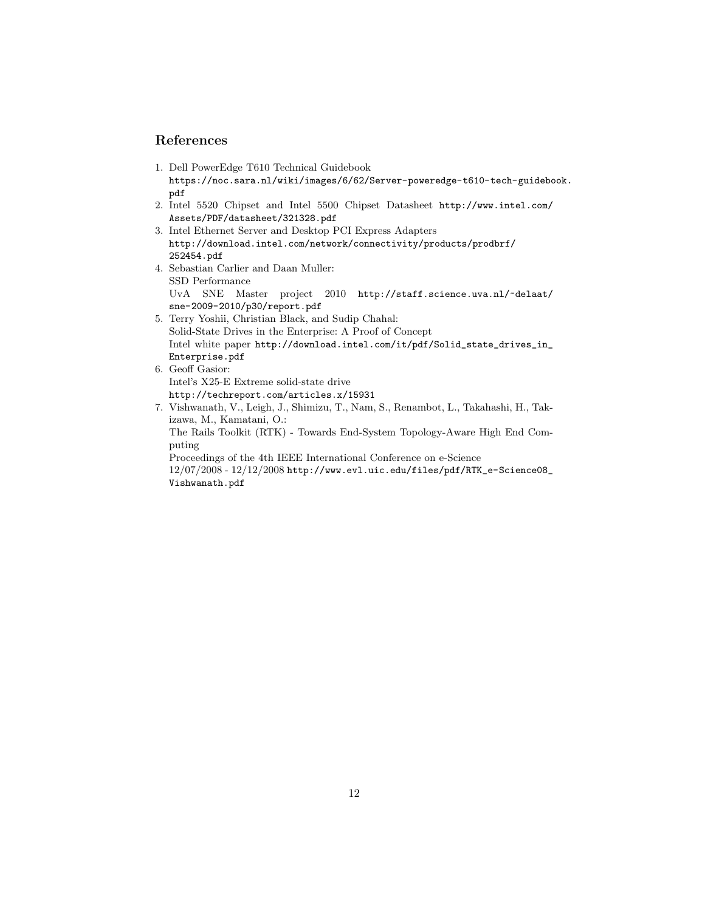## References

1. Dell PowerEdge T610 Technical Guidebook
   https://noc.sara.nl/wiki/images/6/62/Server-poweredge-t610-tech-guidebook.pdf
2. Intel 5520 Chipset and Intel 5500 Chipset Datasheet http://www.intel.com/Assets/PDF/datasheet/321328.pdf
3. Intel Ethernet Server and Desktop PCI Express Adapters
   http://download.intel.com/network/connectivity/products/prodbrf/252454.pdf
4. Sebastian Carlier and Daan Muller:
   SSD Performance
   UvA SNE Master project 2010 http://staff.science.uva.nl/~delaat/sne-2009-2010/p30/report.pdf
5. Terry Yoshii, Christian Black, and Sudip Chahal:
   Solid-State Drives in the Enterprise: A Proof of Concept
   Intel white paper http://download.intel.com/it/pdf/Solid_state_drives_in_Enterprise.pdf
6. Geoff Gasior:
   Intel's X25-E Extreme solid-state drive
   http://techreport.com/articles.x/15931
7. Vishwanath, V., Leigh, J., Shimizu, T., Nam, S., Renambot, L., Takahashi, H., Takizawa, M., Kamatani, O.:
   The Rails Toolkit (RTK) - Towards End-System Topology-Aware High End Computing
   Proceedings of the 4th IEEE International Conference on e-Science
   12/07/2008 - 12/12/2008 http://www.evl.uic.edu/files/pdf/RTK_e-Science08_Vishwanath.pdf